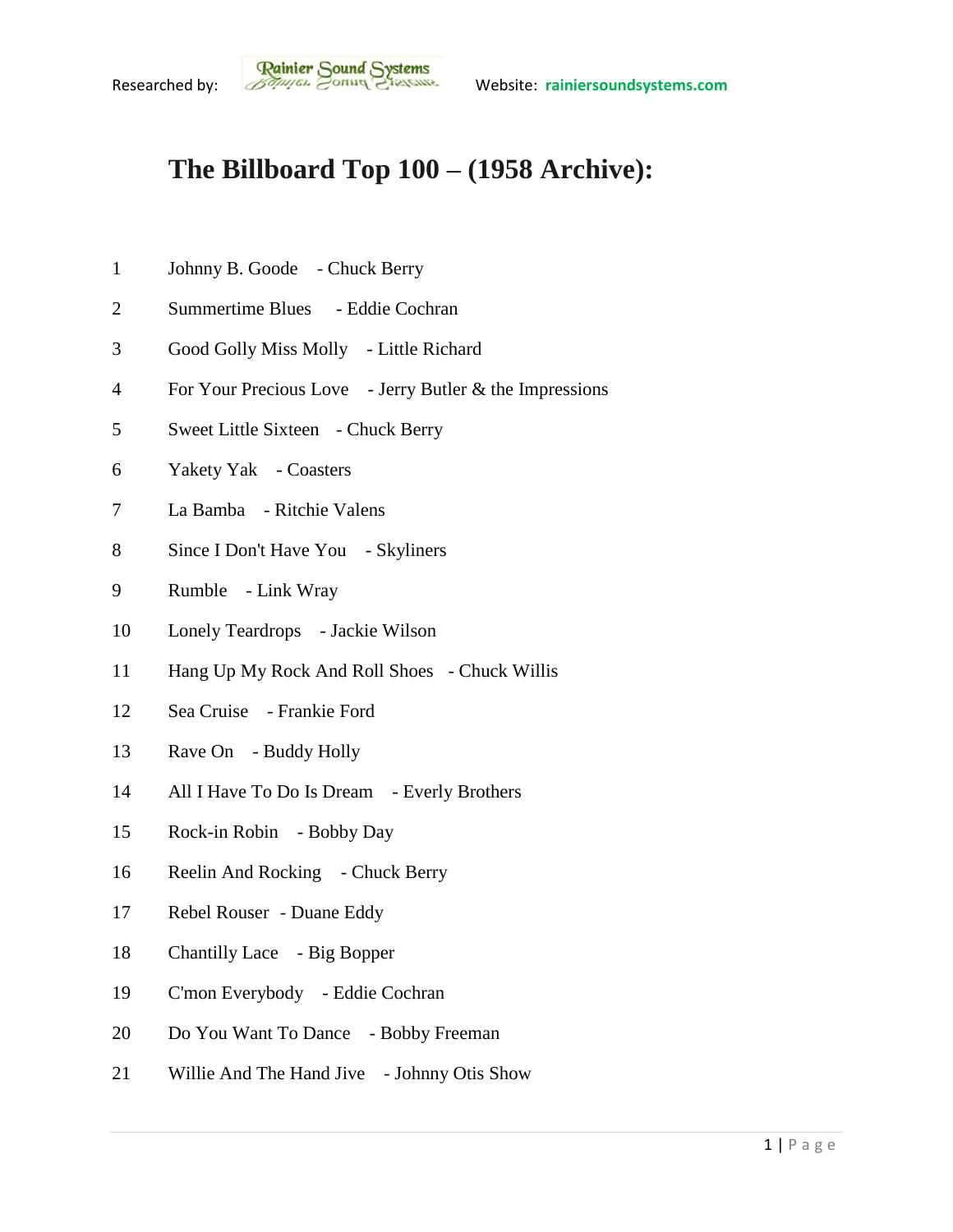Researched by: Rainier Sound Systems Website: rainiersoundsystems.com

# The Billboard Top 100 – (1958 Archive):

1 Johnny B. Goode - Chuck Berry

2 Summertime Blues - Eddie Cochran

3 Good Golly Miss Molly - Little Richard

4 For Your Precious Love - Jerry Butler & the Impressions

5 Sweet Little Sixteen - Chuck Berry

6 Yakety Yak - Coasters

7 La Bamba - Ritchie Valens

8 Since I Don't Have You - Skyliners

9 Rumble - Link Wray

10 Lonely Teardrops - Jackie Wilson

11 Hang Up My Rock And Roll Shoes - Chuck Willis

12 Sea Cruise - Frankie Ford

13 Rave On - Buddy Holly

14 All I Have To Do Is Dream - Everly Brothers

15 Rock-in Robin - Bobby Day

16 Reelin And Rocking - Chuck Berry

17 Rebel Rouser - Duane Eddy

18 Chantilly Lace - Big Bopper

19 C'mon Everybody - Eddie Cochran

20 Do You Want To Dance - Bobby Freeman

21 Willie And The Hand Jive - Johnny Otis Show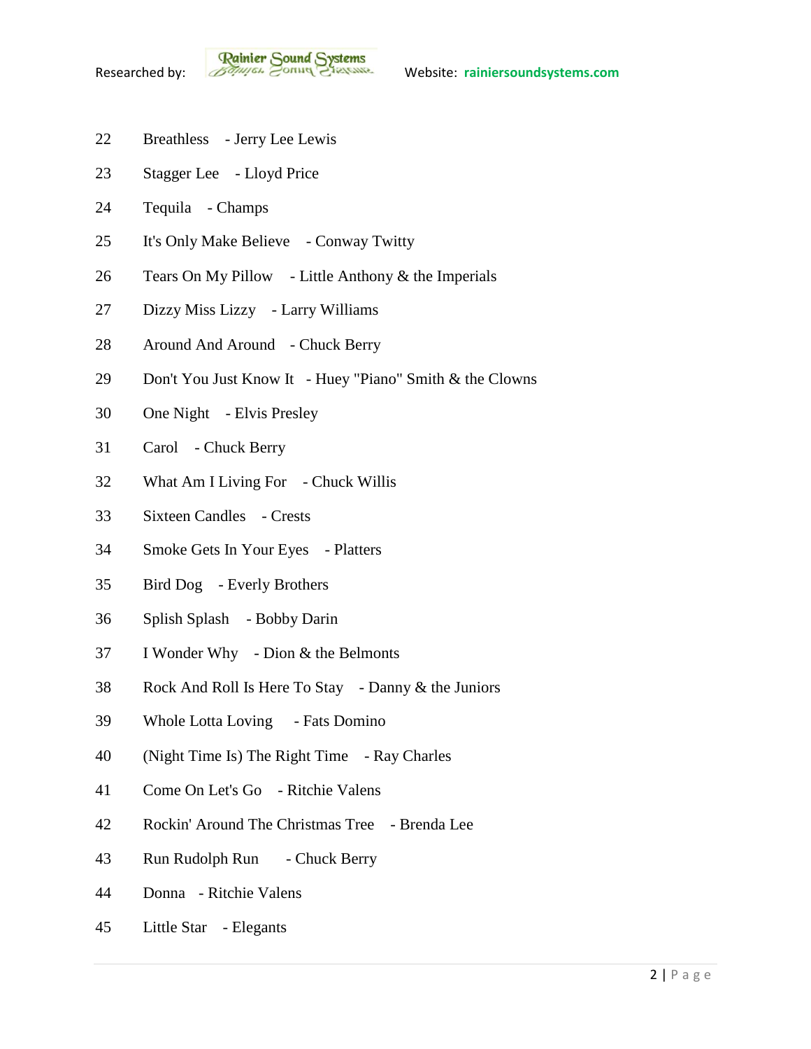22 Breathless - Jerry Lee Lewis

23 Stagger Lee - Lloyd Price

24 Tequila - Champs

25 It's Only Make Believe - Conway Twitty

26 Tears On My Pillow - Little Anthony & the Imperials

27 Dizzy Miss Lizzy - Larry Williams

28 Around And Around - Chuck Berry

29 Don't You Just Know It - Huey "Piano" Smith & the Clowns

30 One Night - Elvis Presley

31 Carol - Chuck Berry

32 What Am I Living For - Chuck Willis

33 Sixteen Candles - Crests

34 Smoke Gets In Your Eyes - Platters

35 Bird Dog - Everly Brothers

36 Splish Splash - Bobby Darin

37 I Wonder Why - Dion & the Belmonts

38 Rock And Roll Is Here To Stay - Danny & the Juniors

39 Whole Lotta Loving - Fats Domino

40 (Night Time Is) The Right Time - Ray Charles

41 Come On Let's Go - Ritchie Valens

42 Rockin' Around The Christmas Tree - Brenda Lee

43 Run Rudolph Run - Chuck Berry

44 Donna - Ritchie Valens

45 Little Star - Elegants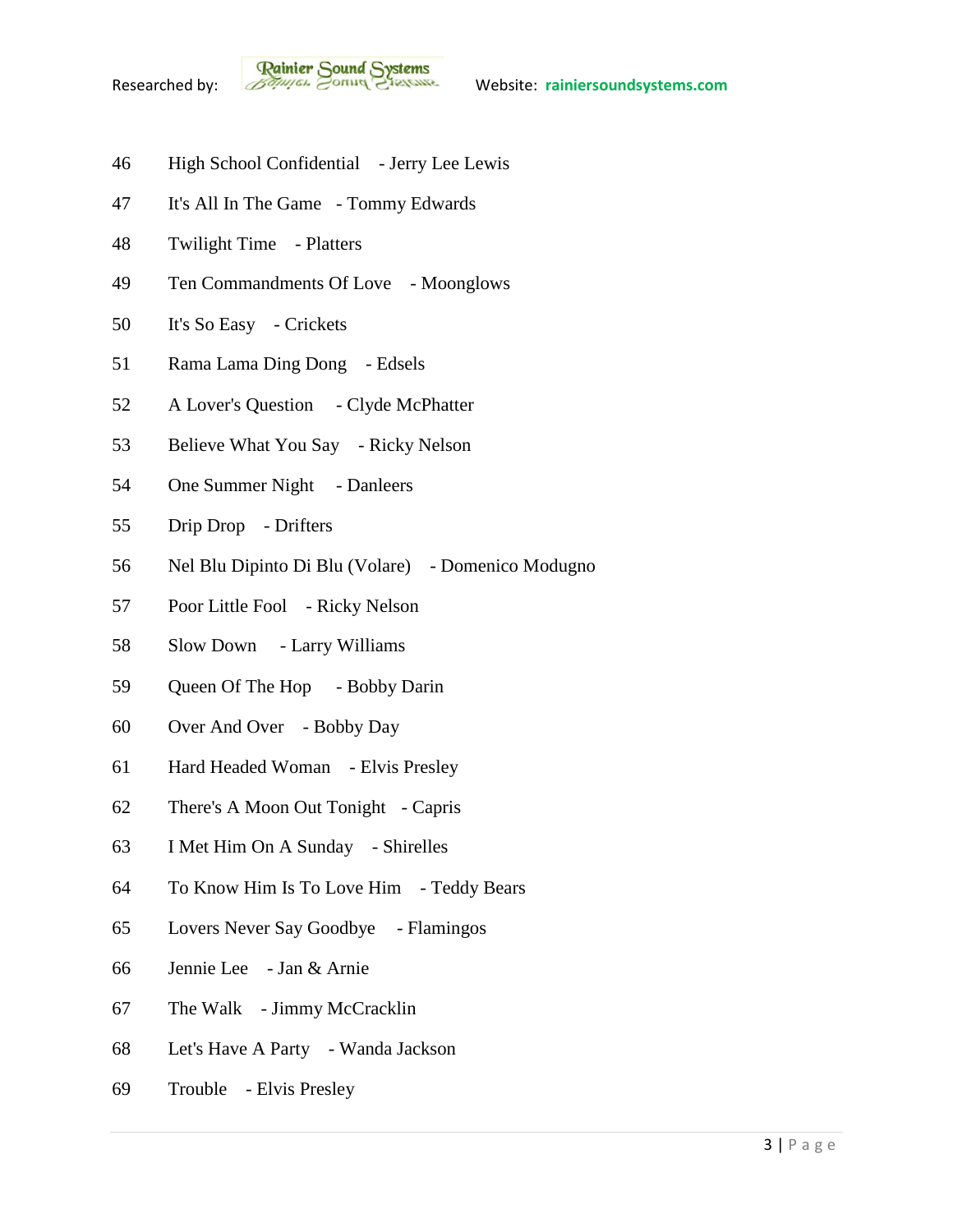46 High School Confidential - Jerry Lee Lewis

47 It's All In The Game - Tommy Edwards

48 Twilight Time - Platters

49 Ten Commandments Of Love - Moonglows

50 It's So Easy - Crickets

51 Rama Lama Ding Dong - Edsels

52 A Lover's Question - Clyde McPhatter

53 Believe What You Say - Ricky Nelson

54 One Summer Night - Danleers

55 Drip Drop - Drifters

56 Nel Blu Dipinto Di Blu (Volare) - Domenico Modugno

57 Poor Little Fool - Ricky Nelson

58 Slow Down - Larry Williams

59 Queen Of The Hop - Bobby Darin

60 Over And Over - Bobby Day

61 Hard Headed Woman - Elvis Presley

62 There's A Moon Out Tonight - Capris

63 I Met Him On A Sunday - Shirelles

64 To Know Him Is To Love Him - Teddy Bears

65 Lovers Never Say Goodbye - Flamingos

66 Jennie Lee - Jan & Arnie

67 The Walk - Jimmy McCracklin

68 Let's Have A Party - Wanda Jackson

69 Trouble - Elvis Presley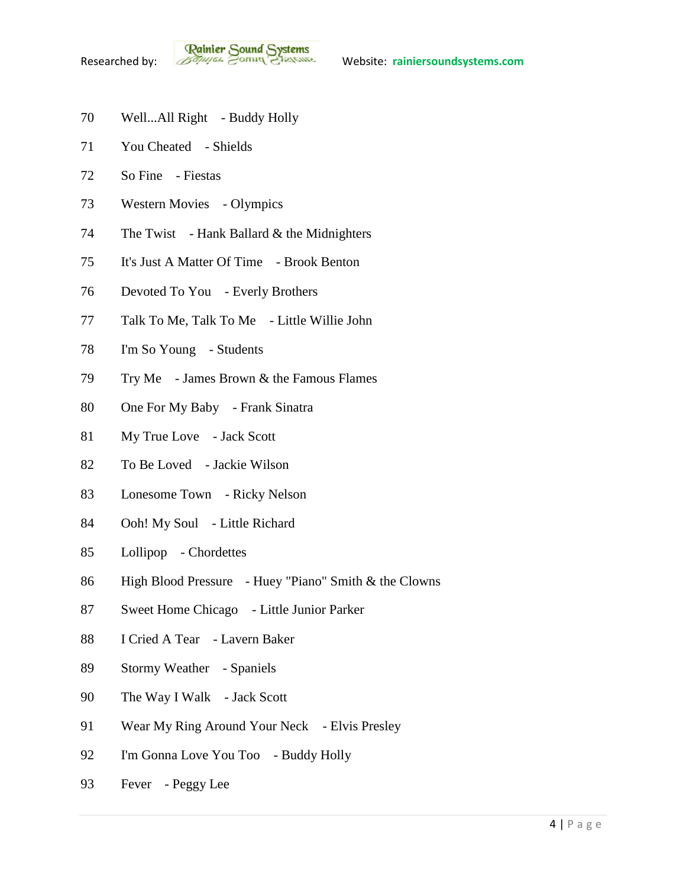70 Well...All Right - Buddy Holly

71 You Cheated - Shields

72 So Fine - Fiestas

73 Western Movies - Olympics

74 The Twist - Hank Ballard & the Midnighters

75 It's Just A Matter Of Time - Brook Benton

76 Devoted To You - Everly Brothers

77 Talk To Me, Talk To Me - Little Willie John

78 I'm So Young - Students

79 Try Me - James Brown & the Famous Flames

80 One For My Baby - Frank Sinatra

81 My True Love - Jack Scott

82 To Be Loved - Jackie Wilson

83 Lonesome Town - Ricky Nelson

84 Ooh! My Soul - Little Richard

85 Lollipop - Chordettes

86 High Blood Pressure - Huey "Piano" Smith & the Clowns

87 Sweet Home Chicago - Little Junior Parker

88 I Cried A Tear - Lavern Baker

89 Stormy Weather - Spaniels

90 The Way I Walk - Jack Scott

91 Wear My Ring Around Your Neck - Elvis Presley

92 I'm Gonna Love You Too - Buddy Holly

93 Fever - Peggy Lee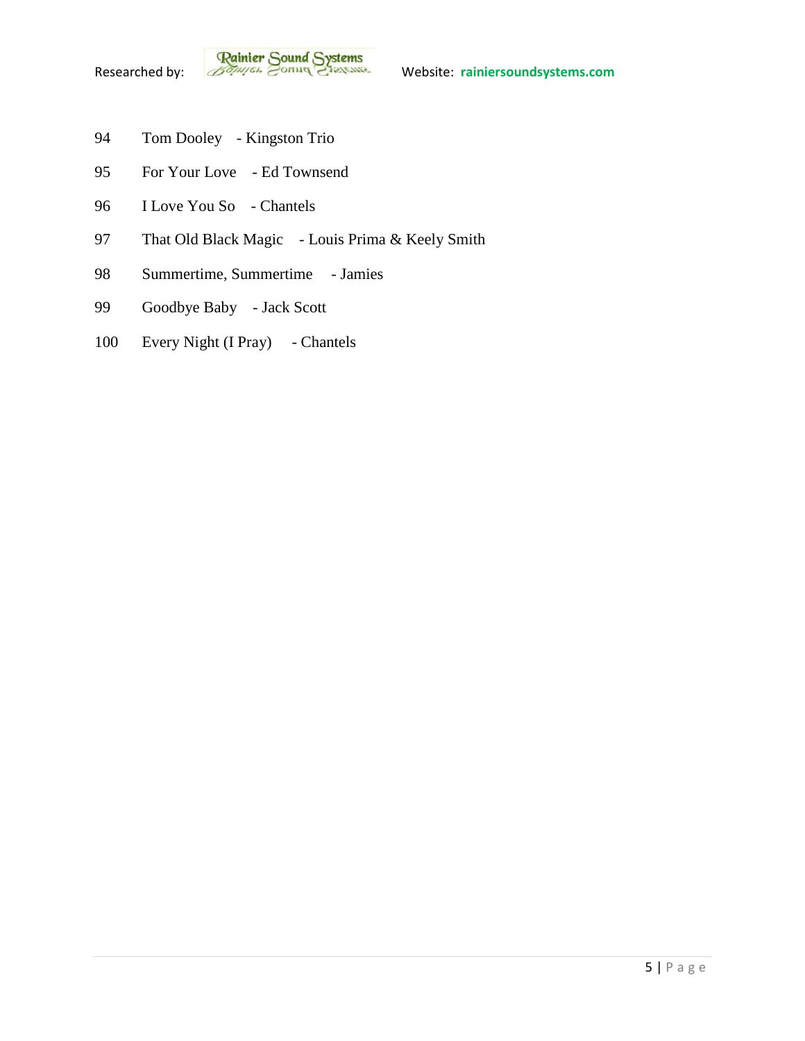94 Tom Dooley - Kingston Trio

95 For Your Love - Ed Townsend

96 I Love You So - Chantels

97 That Old Black Magic - Louis Prima & Keely Smith

98 Summertime, Summertime - Jamies

99 Goodbye Baby - Jack Scott

100 Every Night (I Pray) - Chantels